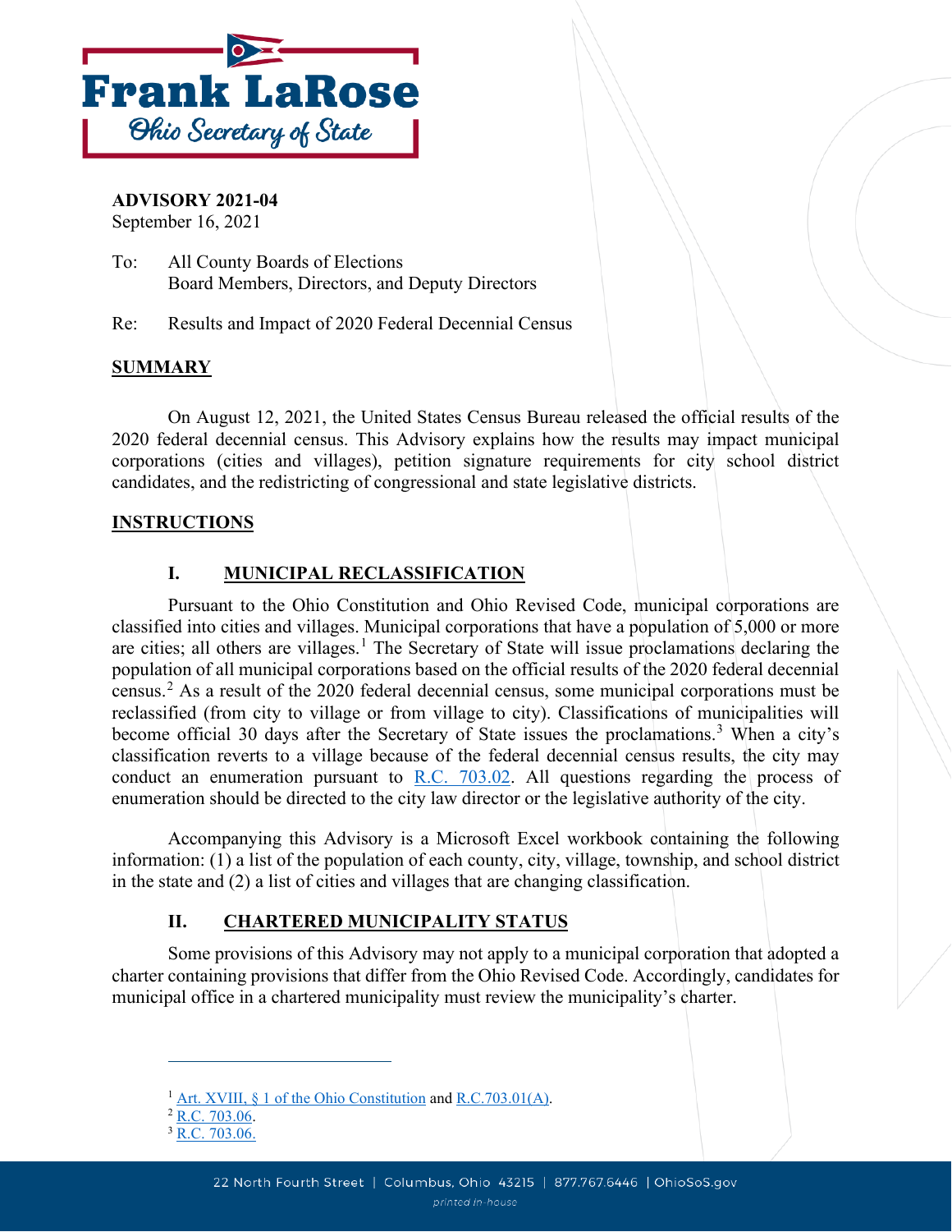Frank LaRose
Ohio Secretary of State

**ADVISORY 2021-04**
September 16, 2021

To: All County Boards of Elections
Board Members, Directors, and Deputy Directors

Re: Results and Impact of 2020 Federal Decennial Census

## SUMMARY

On August 12, 2021, the United States Census Bureau released the official results of the 2020 federal decennial census. This Advisory explains how the results may impact municipal corporations (cities and villages), petition signature requirements for city school district candidates, and the redistricting of congressional and state legislative districts.

## INSTRUCTIONS

### I. MUNICIPAL RECLASSIFICATION

Pursuant to the Ohio Constitution and Ohio Revised Code, municipal corporations are classified into cities and villages. Municipal corporations that have a population of 5,000 or more are cities; all others are villages.[1] The Secretary of State will issue proclamations declaring the population of all municipal corporations based on the official results of the 2020 federal decennial census.[2] As a result of the 2020 federal decennial census, some municipal corporations must be reclassified (from city to village or from village to city). Classifications of municipalities will become official 30 days after the Secretary of State issues the proclamations.[3] When a city's classification reverts to a village because of the federal decennial census results, the city may conduct an enumeration pursuant to R.C. 703.02. All questions regarding the process of enumeration should be directed to the city law director or the legislative authority of the city.

Accompanying this Advisory is a Microsoft Excel workbook containing the following information: (1) a list of the population of each county, city, village, township, and school district in the state and (2) a list of cities and villages that are changing classification.

### II. CHARTERED MUNICIPALITY STATUS

Some provisions of this Advisory may not apply to a municipal corporation that adopted a charter containing provisions that differ from the Ohio Revised Code. Accordingly, candidates for municipal office in a chartered municipality must review the municipality's charter.

---

[1] Art. XVIII, § 1 of the Ohio Constitution and R.C.703.01(A).
[2] R.C. 703.06.
[3] R.C. 703.06.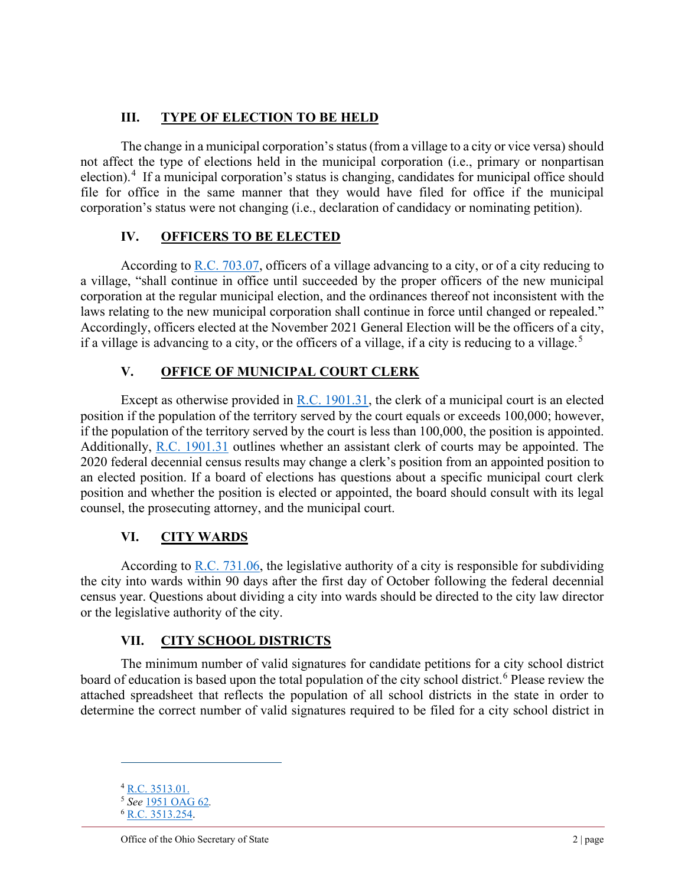## III. TYPE OF ELECTION TO BE HELD

The change in a municipal corporation's status (from a village to a city or vice versa) should not affect the type of elections held in the municipal corporation (i.e., primary or nonpartisan election).[4] If a municipal corporation's status is changing, candidates for municipal office should file for office in the same manner that they would have filed for office if the municipal corporation's status were not changing (i.e., declaration of candidacy or nominating petition).

## IV. OFFICERS TO BE ELECTED

According to R.C. 703.07, officers of a village advancing to a city, or of a city reducing to a village, "shall continue in office until succeeded by the proper officers of the new municipal corporation at the regular municipal election, and the ordinances thereof not inconsistent with the laws relating to the new municipal corporation shall continue in force until changed or repealed." Accordingly, officers elected at the November 2021 General Election will be the officers of a city, if a village is advancing to a city, or the officers of a village, if a city is reducing to a village.[5]

## V. OFFICE OF MUNICIPAL COURT CLERK

Except as otherwise provided in R.C. 1901.31, the clerk of a municipal court is an elected position if the population of the territory served by the court equals or exceeds 100,000; however, if the population of the territory served by the court is less than 100,000, the position is appointed. Additionally, R.C. 1901.31 outlines whether an assistant clerk of courts may be appointed. The 2020 federal decennial census results may change a clerk's position from an appointed position to an elected position. If a board of elections has questions about a specific municipal court clerk position and whether the position is elected or appointed, the board should consult with its legal counsel, the prosecuting attorney, and the municipal court.

## VI. CITY WARDS

According to R.C. 731.06, the legislative authority of a city is responsible for subdividing the city into wards within 90 days after the first day of October following the federal decennial census year. Questions about dividing a city into wards should be directed to the city law director or the legislative authority of the city.

## VII. CITY SCHOOL DISTRICTS

The minimum number of valid signatures for candidate petitions for a city school district board of education is based upon the total population of the city school district.[6] Please review the attached spreadsheet that reflects the population of all school districts in the state in order to determine the correct number of valid signatures required to be filed for a city school district in

---

[4] R.C. 3513.01.

[5] *See* 1951 OAG 62.

[6] R.C. 3513.254.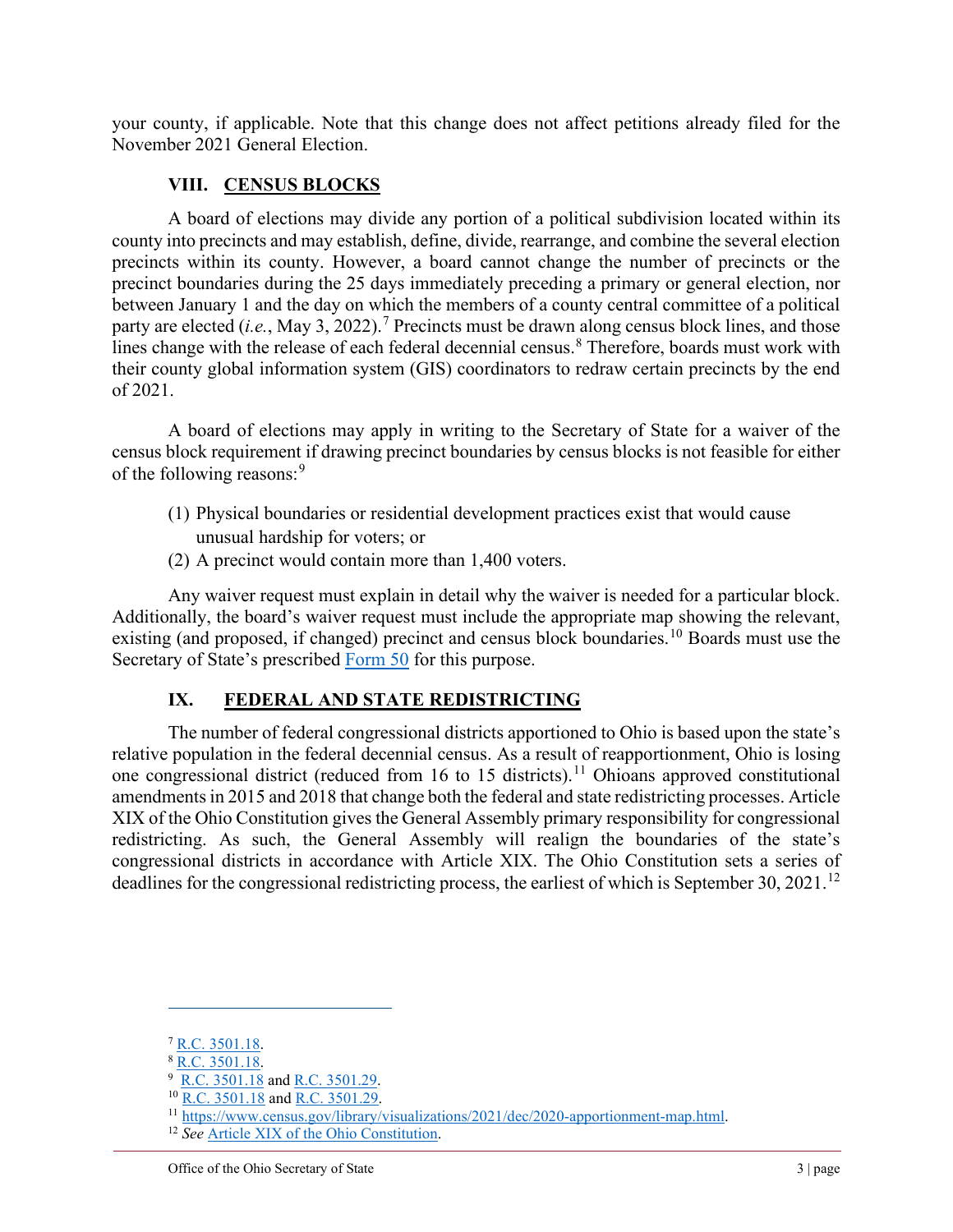your county, if applicable. Note that this change does not affect petitions already filed for the November 2021 General Election.

## VIII. CENSUS BLOCKS

A board of elections may divide any portion of a political subdivision located within its county into precincts and may establish, define, divide, rearrange, and combine the several election precincts within its county. However, a board cannot change the number of precincts or the precinct boundaries during the 25 days immediately preceding a primary or general election, nor between January 1 and the day on which the members of a county central committee of a political party are elected (*i.e.*, May 3, 2022).[7] Precincts must be drawn along census block lines, and those lines change with the release of each federal decennial census.[8] Therefore, boards must work with their county global information system (GIS) coordinators to redraw certain precincts by the end of 2021.

A board of elections may apply in writing to the Secretary of State for a waiver of the census block requirement if drawing precinct boundaries by census blocks is not feasible for either of the following reasons:[9]

(1) Physical boundaries or residential development practices exist that would cause unusual hardship for voters; or
(2) A precinct would contain more than 1,400 voters.

Any waiver request must explain in detail why the waiver is needed for a particular block. Additionally, the board's waiver request must include the appropriate map showing the relevant, existing (and proposed, if changed) precinct and census block boundaries.[10] Boards must use the Secretary of State's prescribed Form 50 for this purpose.

## IX. FEDERAL AND STATE REDISTRICTING

The number of federal congressional districts apportioned to Ohio is based upon the state's relative population in the federal decennial census. As a result of reapportionment, Ohio is losing one congressional district (reduced from 16 to 15 districts).[11] Ohioans approved constitutional amendments in 2015 and 2018 that change both the federal and state redistricting processes. Article XIX of the Ohio Constitution gives the General Assembly primary responsibility for congressional redistricting. As such, the General Assembly will realign the boundaries of the state's congressional districts in accordance with Article XIX. The Ohio Constitution sets a series of deadlines for the congressional redistricting process, the earliest of which is September 30, 2021.[12]

---

[7] R.C. 3501.18.
[8] R.C. 3501.18.
[9] R.C. 3501.18 and R.C. 3501.29.
[10] R.C. 3501.18 and R.C. 3501.29.
[11] https://www.census.gov/library/visualizations/2021/dec/2020-apportionment-map.html.
[12] *See* Article XIX of the Ohio Constitution.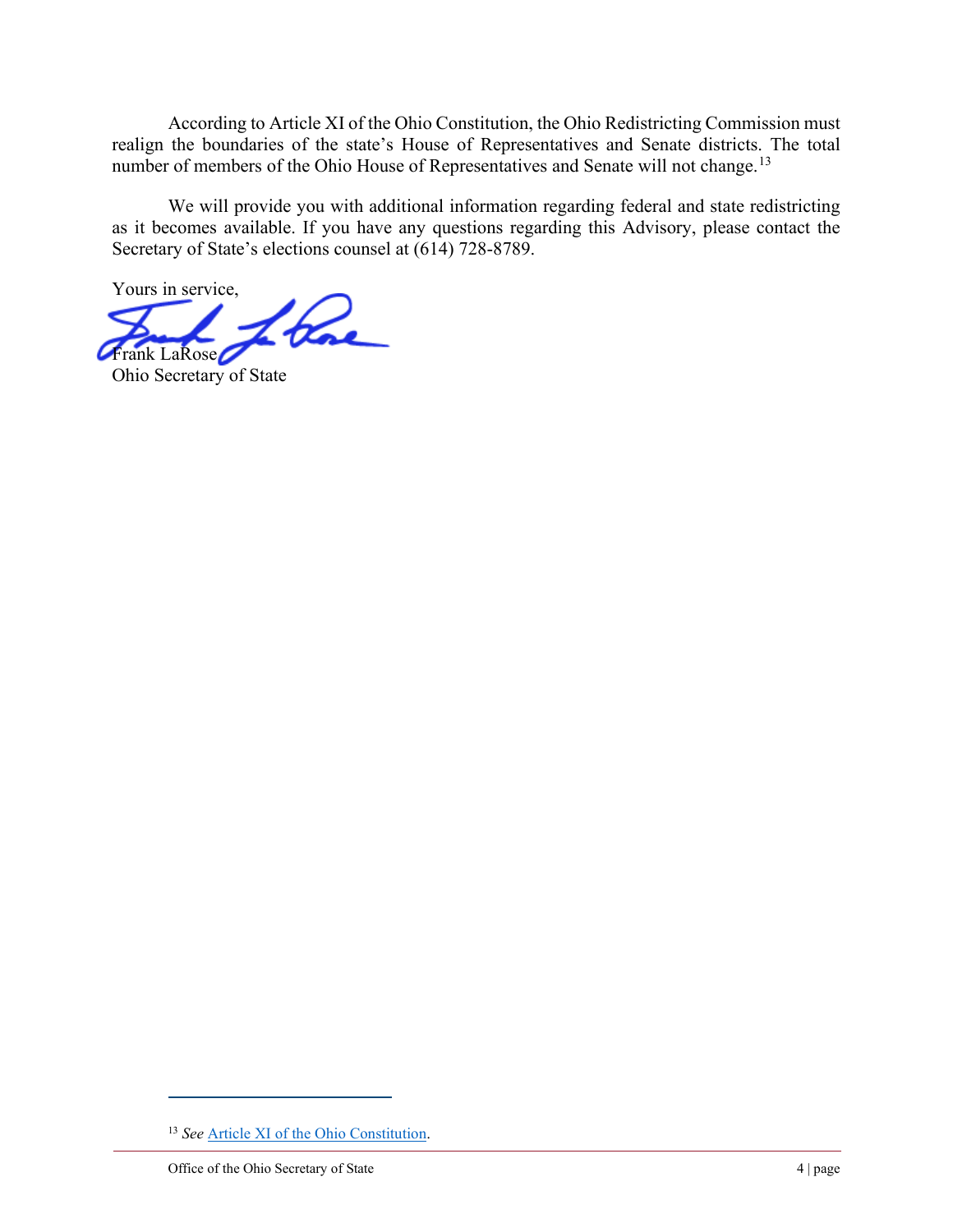According to Article XI of the Ohio Constitution, the Ohio Redistricting Commission must realign the boundaries of the state's House of Representatives and Senate districts. The total number of members of the Ohio House of Representatives and Senate will not change.[13]

We will provide you with additional information regarding federal and state redistricting as it becomes available. If you have any questions regarding this Advisory, please contact the Secretary of State's elections counsel at (614) 728-8789.

Yours in service,

Frank LaRose
Ohio Secretary of State

---

[13] *See* Article XI of the Ohio Constitution.